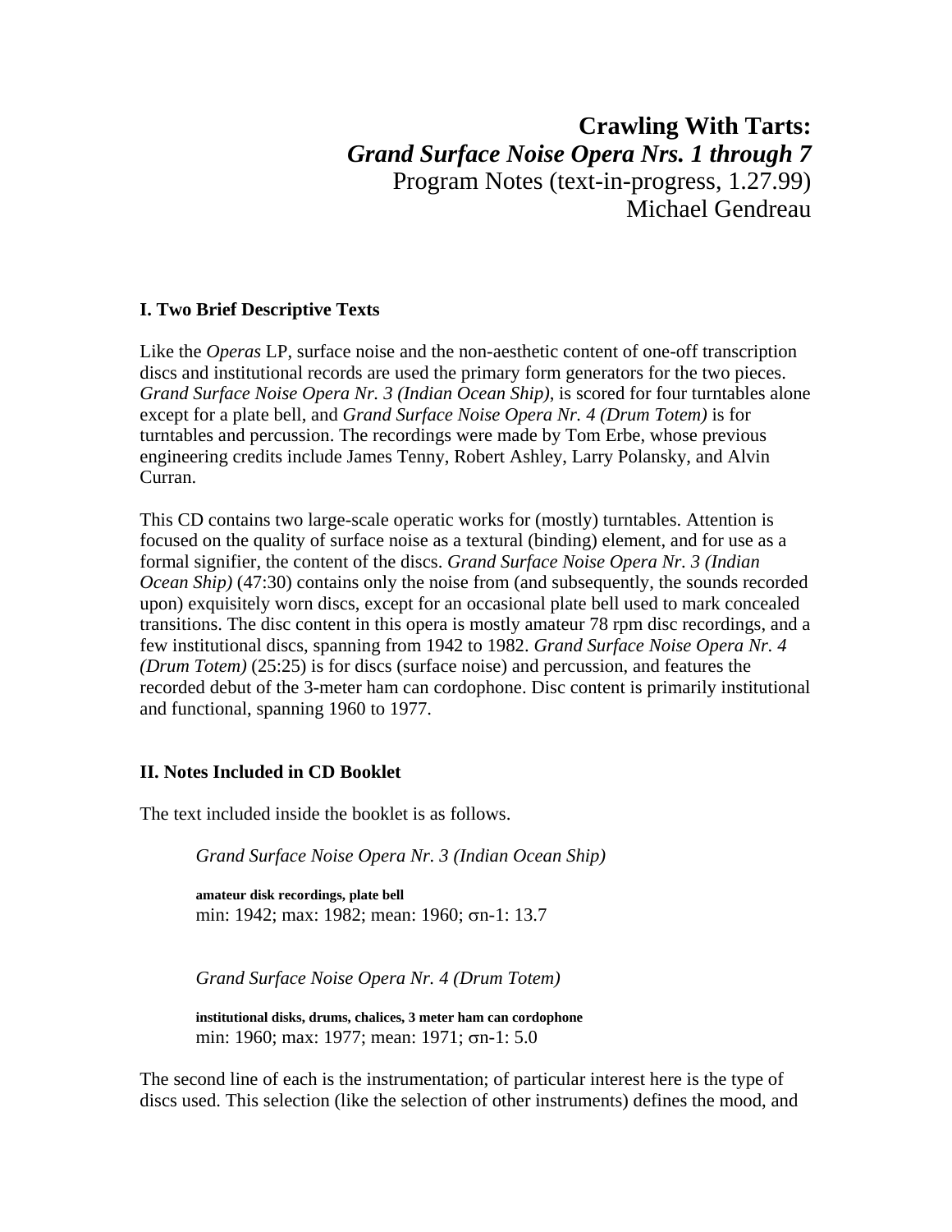# Crawling With Tarts:
## *Grand Surface Noise Opera Nrs. 1 through 7*
Program Notes (text-in-progress, 1.27.99)
Michael Gendreau

### I. Two Brief Descriptive Texts

Like the *Operas* LP, surface noise and the non-aesthetic content of one-off transcription discs and institutional records are used the primary form generators for the two pieces. *Grand Surface Noise Opera Nr. 3 (Indian Ocean Ship)*, is scored for four turntables alone except for a plate bell, and *Grand Surface Noise Opera Nr. 4 (Drum Totem)* is for turntables and percussion. The recordings were made by Tom Erbe, whose previous engineering credits include James Tenny, Robert Ashley, Larry Polansky, and Alvin Curran.

This CD contains two large-scale operatic works for (mostly) turntables. Attention is focused on the quality of surface noise as a textural (binding) element, and for use as a formal signifier, the content of the discs. *Grand Surface Noise Opera Nr. 3 (Indian Ocean Ship)* (47:30) contains only the noise from (and subsequently, the sounds recorded upon) exquisitely worn discs, except for an occasional plate bell used to mark concealed transitions. The disc content in this opera is mostly amateur 78 rpm disc recordings, and a few institutional discs, spanning from 1942 to 1982. *Grand Surface Noise Opera Nr. 4 (Drum Totem)* (25:25) is for discs (surface noise) and percussion, and features the recorded debut of the 3-meter ham can cordophone. Disc content is primarily institutional and functional, spanning 1960 to 1977.

### II. Notes Included in CD Booklet

The text included inside the booklet is as follows.

> *Grand Surface Noise Opera Nr. 3 (Indian Ocean Ship)*
>
> **amateur disk recordings, plate bell**
> min: 1942; max: 1982; mean: 1960; $\sigma$n-1: 13.7
>
> *Grand Surface Noise Opera Nr. 4 (Drum Totem)*
>
> **institutional disks, drums, chalices, 3 meter ham can cordophone**
> min: 1960; max: 1977; mean: 1971; $\sigma$n-1: 5.0

The second line of each is the instrumentation; of particular interest here is the type of discs used. This selection (like the selection of other instruments) defines the mood, and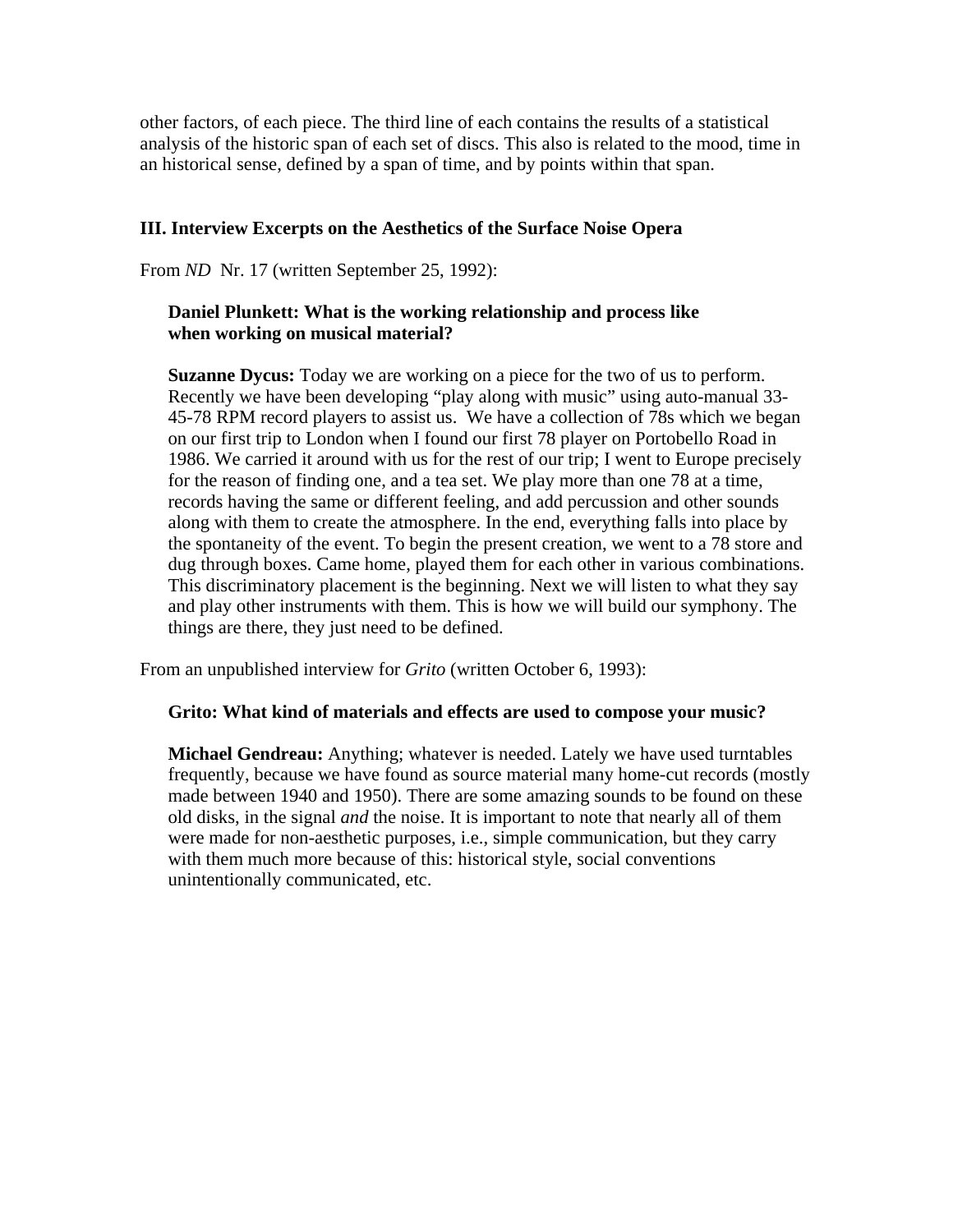other factors, of each piece. The third line of each contains the results of a statistical analysis of the historic span of each set of discs. This also is related to the mood, time in an historical sense, defined by a span of time, and by points within that span.

### III. Interview Excerpts on the Aesthetics of the Surface Noise Opera

From *ND* Nr. 17 (written September 25, 1992):

> **Daniel Plunkett: What is the working relationship and process like when working on musical material?**
>
> **Suzanne Dycus:** Today we are working on a piece for the two of us to perform. Recently we have been developing "play along with music" using auto-manual 33-45-78 RPM record players to assist us. We have a collection of 78s which we began on our first trip to London when I found our first 78 player on Portobello Road in 1986. We carried it around with us for the rest of our trip; I went to Europe precisely for the reason of finding one, and a tea set. We play more than one 78 at a time, records having the same or different feeling, and add percussion and other sounds along with them to create the atmosphere. In the end, everything falls into place by the spontaneity of the event. To begin the present creation, we went to a 78 store and dug through boxes. Came home, played them for each other in various combinations. This discriminatory placement is the beginning. Next we will listen to what they say and play other instruments with them. This is how we will build our symphony. The things are there, they just need to be defined.

From an unpublished interview for *Grito* (written October 6, 1993):

> **Grito: What kind of materials and effects are used to compose your music?**
>
> **Michael Gendreau:** Anything; whatever is needed. Lately we have used turntables frequently, because we have found as source material many home-cut records (mostly made between 1940 and 1950). There are some amazing sounds to be found on these old disks, in the signal *and* the noise. It is important to note that nearly all of them were made for non-aesthetic purposes, i.e., simple communication, but they carry with them much more because of this: historical style, social conventions unintentionally communicated, etc.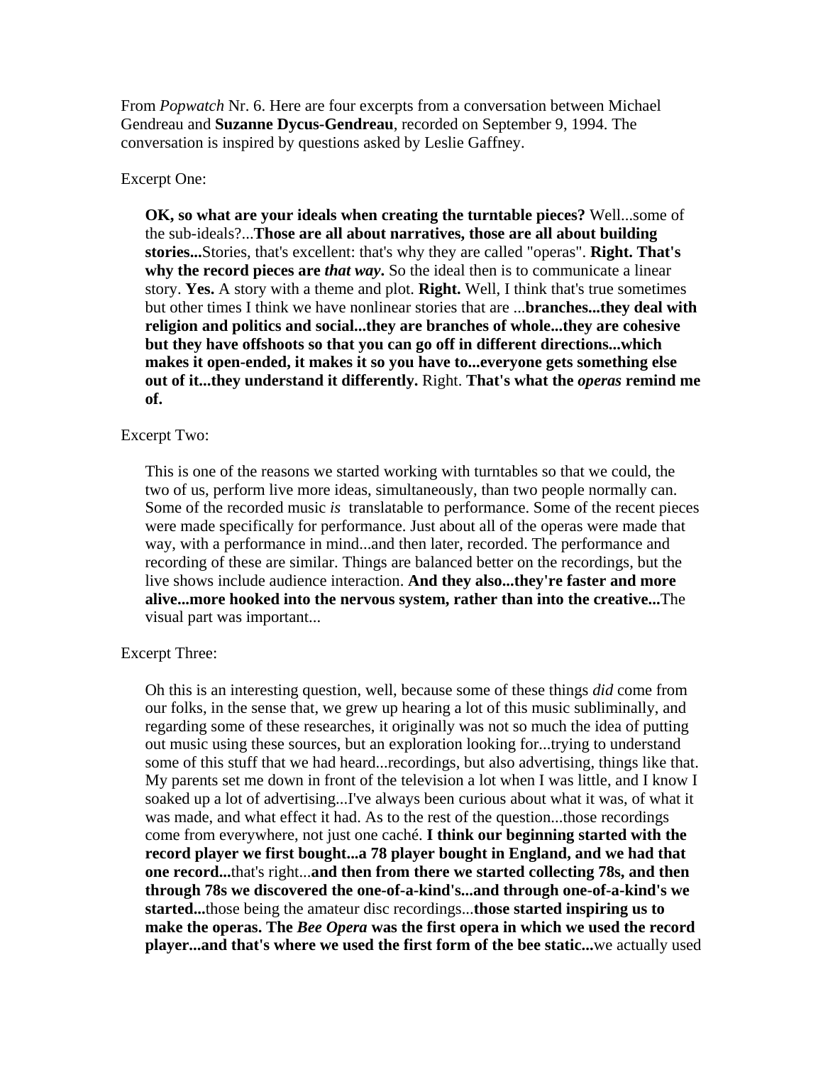From *Popwatch* Nr. 6. Here are four excerpts from a conversation between Michael Gendreau and **Suzanne Dycus-Gendreau**, recorded on September 9, 1994. The conversation is inspired by questions asked by Leslie Gaffney.

Excerpt One:

> **OK, so what are your ideals when creating the turntable pieces?** Well...some of the sub-ideals?...**Those are all about narratives, those are all about building stories...**Stories, that's excellent: that's why they are called "operas". **Right. That's why the record pieces are *that way*.** So the ideal then is to communicate a linear story. **Yes.** A story with a theme and plot. **Right.** Well, I think that's true sometimes but other times I think we have nonlinear stories that are ...**branches...they deal with religion and politics and social...they are branches of whole...they are cohesive but they have offshoots so that you can go off in different directions...which makes it open-ended, it makes it so you have to...everyone gets something else out of it...they understand it differently.** Right. **That's what the *operas* remind me of.**

Excerpt Two:

> This is one of the reasons we started working with turntables so that we could, the two of us, perform live more ideas, simultaneously, than two people normally can. Some of the recorded music *is* translatable to performance. Some of the recent pieces were made specifically for performance. Just about all of the operas were made that way, with a performance in mind...and then later, recorded. The performance and recording of these are similar. Things are balanced better on the recordings, but the live shows include audience interaction. **And they also...they're faster and more alive...more hooked into the nervous system, rather than into the creative...**The visual part was important...

Excerpt Three:

> Oh this is an interesting question, well, because some of these things *did* come from our folks, in the sense that, we grew up hearing a lot of this music subliminally, and regarding some of these researches, it originally was not so much the idea of putting out music using these sources, but an exploration looking for...trying to understand some of this stuff that we had heard...recordings, but also advertising, things like that. My parents set me down in front of the television a lot when I was little, and I know I soaked up a lot of advertising...I've always been curious about what it was, of what it was made, and what effect it had. As to the rest of the question...those recordings come from everywhere, not just one caché. **I think our beginning started with the record player we first bought...a 78 player bought in England, and we had that one record...**that's right...**and then from there we started collecting 78s, and then through 78s we discovered the one-of-a-kind's...and through one-of-a-kind's we started...**those being the amateur disc recordings...**those started inspiring us to make the operas. The *Bee Opera* was the first opera in which we used the record player...and that's where we used the first form of the bee static...**we actually used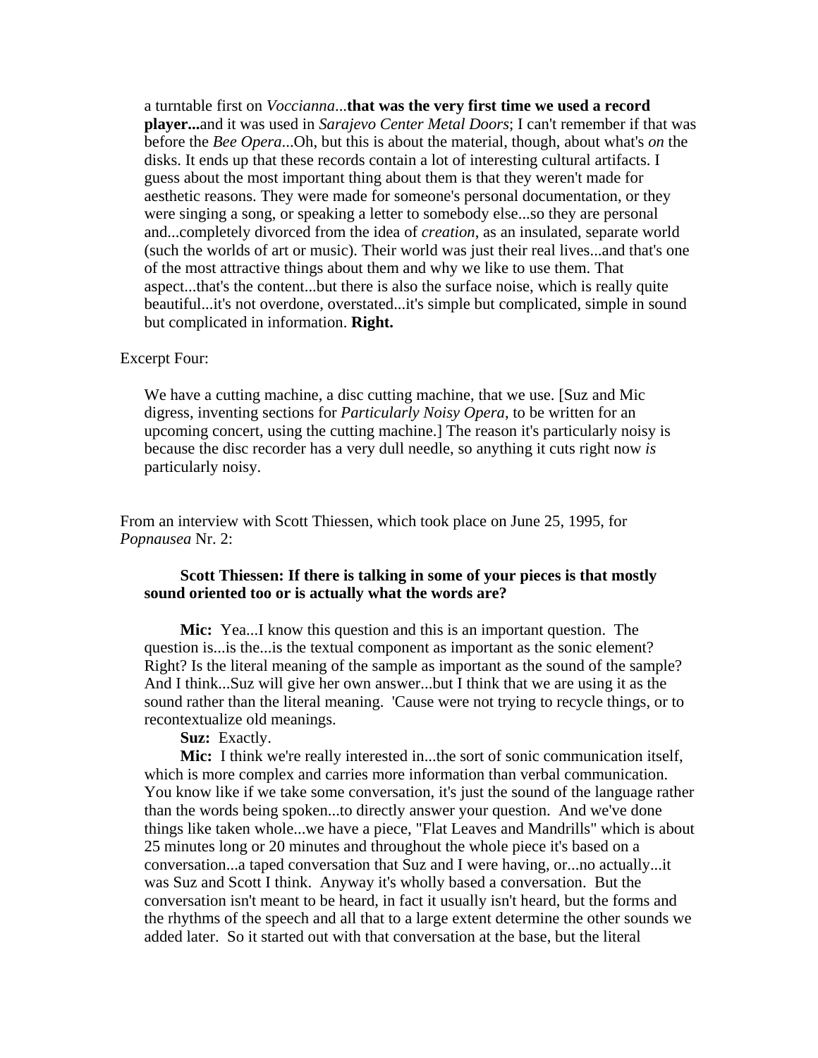> a turntable first on *Voccianna*...**that was the very first time we used a record player...**and it was used in *Sarajevo Center Metal Doors*; I can't remember if that was before the *Bee Opera*...Oh, but this is about the material, though, about what's *on* the disks. It ends up that these records contain a lot of interesting cultural artifacts. I guess about the most important thing about them is that they weren't made for aesthetic reasons. They were made for someone's personal documentation, or they were singing a song, or speaking a letter to somebody else...so they are personal and...completely divorced from the idea of *creation*, as an insulated, separate world (such the worlds of art or music). Their world was just their real lives...and that's one of the most attractive things about them and why we like to use them. That aspect...that's the content...but there is also the surface noise, which is really quite beautiful...it's not overdone, overstated...it's simple but complicated, simple in sound but complicated in information. **Right.**

Excerpt Four:

> We have a cutting machine, a disc cutting machine, that we use. [Suz and Mic digress, inventing sections for *Particularly Noisy Opera*, to be written for an upcoming concert, using the cutting machine.] The reason it's particularly noisy is because the disc recorder has a very dull needle, so anything it cuts right now *is* particularly noisy.

From an interview with Scott Thiessen, which took place on June 25, 1995, for *Popnausea* Nr. 2:

> **Scott Thiessen: If there is talking in some of your pieces is that mostly sound oriented too or is actually what the words are?**
>
> **Mic:** Yea...I know this question and this is an important question. The question is...is the...is the textual component as important as the sonic element? Right? Is the literal meaning of the sample as important as the sound of the sample? And I think...Suz will give her own answer...but I think that we are using it as the sound rather than the literal meaning. 'Cause were not trying to recycle things, or to recontextualize old meanings.
>
> **Suz:** Exactly.
>
> **Mic:** I think we're really interested in...the sort of sonic communication itself, which is more complex and carries more information than verbal communication. You know like if we take some conversation, it's just the sound of the language rather than the words being spoken...to directly answer your question. And we've done things like taken whole...we have a piece, "Flat Leaves and Mandrills" which is about 25 minutes long or 20 minutes and throughout the whole piece it's based on a conversation...a taped conversation that Suz and I were having, or...no actually...it was Suz and Scott I think. Anyway it's wholly based a conversation. But the conversation isn't meant to be heard, in fact it usually isn't heard, but the forms and the rhythms of the speech and all that to a large extent determine the other sounds we added later. So it started out with that conversation at the base, but the literal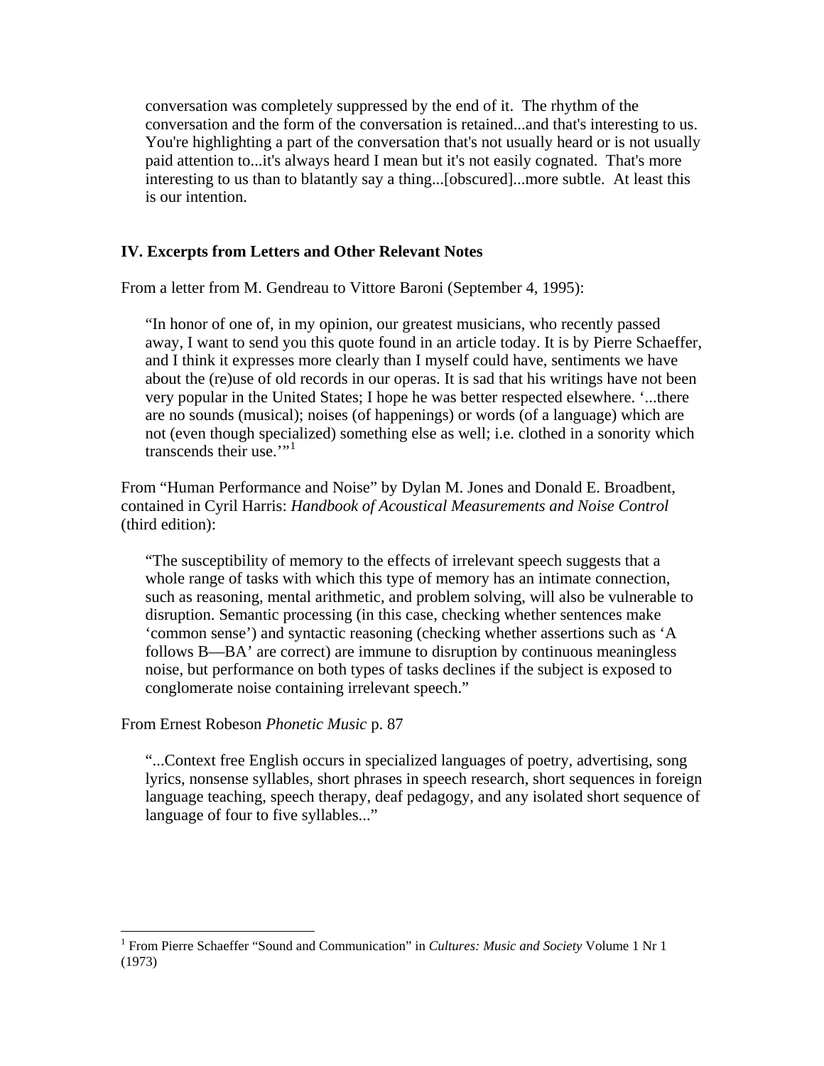> conversation was completely suppressed by the end of it. The rhythm of the conversation and the form of the conversation is retained...and that's interesting to us. You're highlighting a part of the conversation that's not usually heard or is not usually paid attention to...it's always heard I mean but it's not easily cognated. That's more interesting to us than to blatantly say a thing...[obscured]...more subtle. At least this is our intention.

## IV. Excerpts from Letters and Other Relevant Notes

From a letter from M. Gendreau to Vittore Baroni (September 4, 1995):

> "In honor of one of, in my opinion, our greatest musicians, who recently passed away, I want to send you this quote found in an article today. It is by Pierre Schaeffer, and I think it expresses more clearly than I myself could have, sentiments we have about the (re)use of old records in our operas. It is sad that his writings have not been very popular in the United States; I hope he was better respected elsewhere. '...there are no sounds (musical); noises (of happenings) or words (of a language) which are not (even though specialized) something else as well; i.e. clothed in a sonority which transcends their use.'"[1]

From "Human Performance and Noise" by Dylan M. Jones and Donald E. Broadbent, contained in Cyril Harris: *Handbook of Acoustical Measurements and Noise Control* (third edition):

> "The susceptibility of memory to the effects of irrelevant speech suggests that a whole range of tasks with which this type of memory has an intimate connection, such as reasoning, mental arithmetic, and problem solving, will also be vulnerable to disruption. Semantic processing (in this case, checking whether sentences make 'common sense') and syntactic reasoning (checking whether assertions such as 'A follows B—BA' are correct) are immune to disruption by continuous meaningless noise, but performance on both types of tasks declines if the subject is exposed to conglomerate noise containing irrelevant speech."

From Ernest Robeson *Phonetic Music* p. 87

> "...Context free English occurs in specialized languages of poetry, advertising, song lyrics, nonsense syllables, short phrases in speech research, short sequences in foreign language teaching, speech therapy, deaf pedagogy, and any isolated short sequence of language of four to five syllables..."

---

[1] From Pierre Schaeffer "Sound and Communication" in *Cultures: Music and Society* Volume 1 Nr 1 (1973)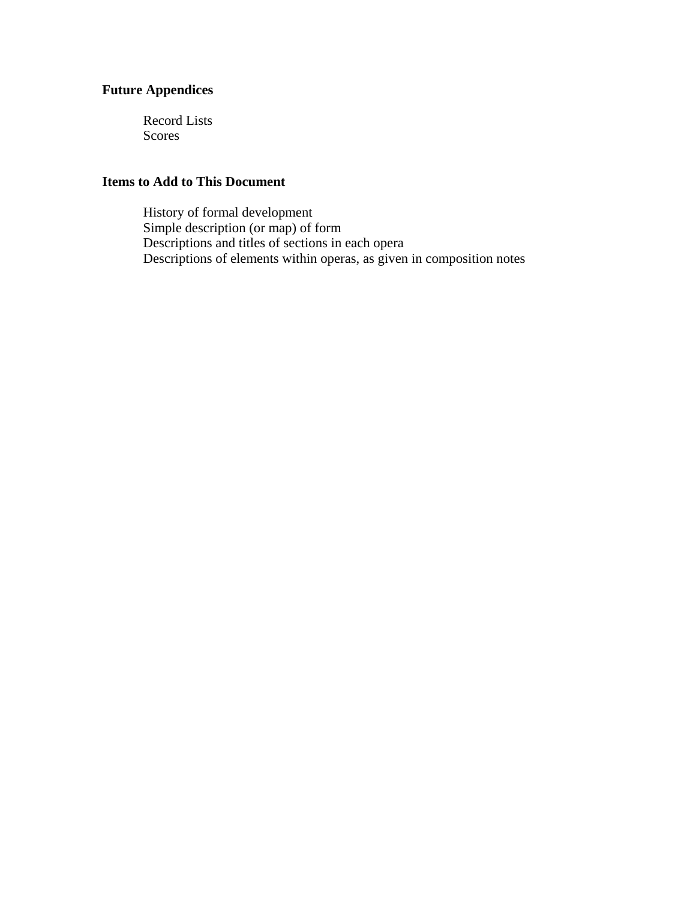**Future Appendices**

Record Lists  
Scores

**Items to Add to This Document**

History of formal development  
Simple description (or map) of form  
Descriptions and titles of sections in each opera  
Descriptions of elements within operas, as given in composition notes